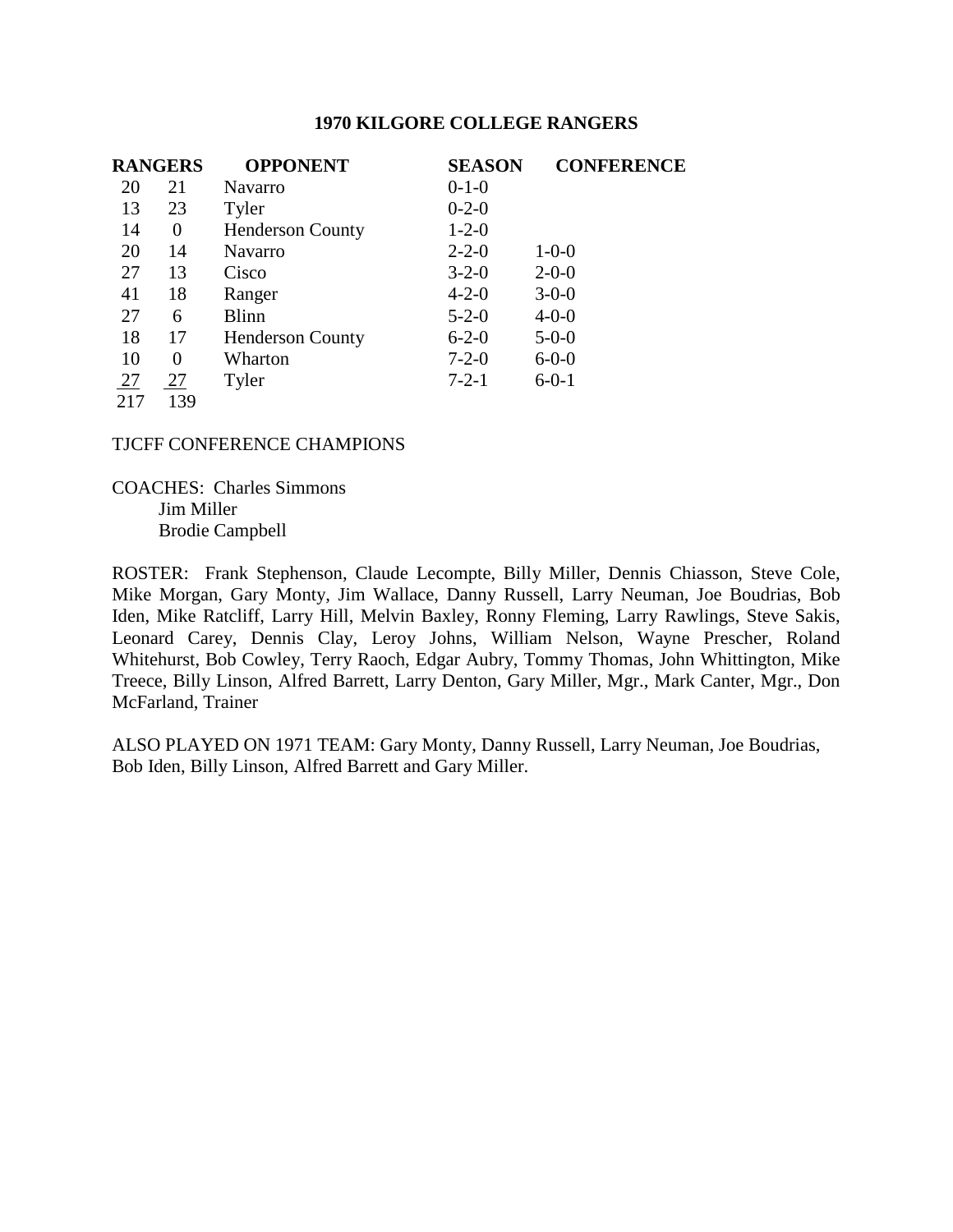**1970 KILGORE COLLEGE RANGERS**

| RANGERS | | OPPONENT | SEASON | CONFERENCE |
|---|---|---|---|---|
| 20 | 21 | Navarro | 0-1-0 | |
| 13 | 23 | Tyler | 0-2-0 | |
| 14 | 0 | Henderson County | 1-2-0 | |
| 20 | 14 | Navarro | 2-2-0 | 1-0-0 |
| 27 | 13 | Cisco | 3-2-0 | 2-0-0 |
| 41 | 18 | Ranger | 4-2-0 | 3-0-0 |
| 27 | 6 | Blinn | 5-2-0 | 4-0-0 |
| 18 | 17 | Henderson County | 6-2-0 | 5-0-0 |
| 10 | 0 | Wharton | 7-2-0 | 6-0-0 |
| 27 | 27 | Tyler | 7-2-1 | 6-0-1 |
| 217 | 139 | | | |

TJCFF CONFERENCE CHAMPIONS

COACHES: Charles Simmons
Jim Miller
Brodie Campbell

ROSTER: Frank Stephenson, Claude Lecompte, Billy Miller, Dennis Chiasson, Steve Cole, Mike Morgan, Gary Monty, Jim Wallace, Danny Russell, Larry Neuman, Joe Boudrias, Bob Iden, Mike Ratcliff, Larry Hill, Melvin Baxley, Ronny Fleming, Larry Rawlings, Steve Sakis, Leonard Carey, Dennis Clay, Leroy Johns, William Nelson, Wayne Prescher, Roland Whitehurst, Bob Cowley, Terry Raoch, Edgar Aubry, Tommy Thomas, John Whittington, Mike Treece, Billy Linson, Alfred Barrett, Larry Denton, Gary Miller, Mgr., Mark Canter, Mgr., Don McFarland, Trainer

ALSO PLAYED ON 1971 TEAM: Gary Monty, Danny Russell, Larry Neuman, Joe Boudrias, Bob Iden, Billy Linson, Alfred Barrett and Gary Miller.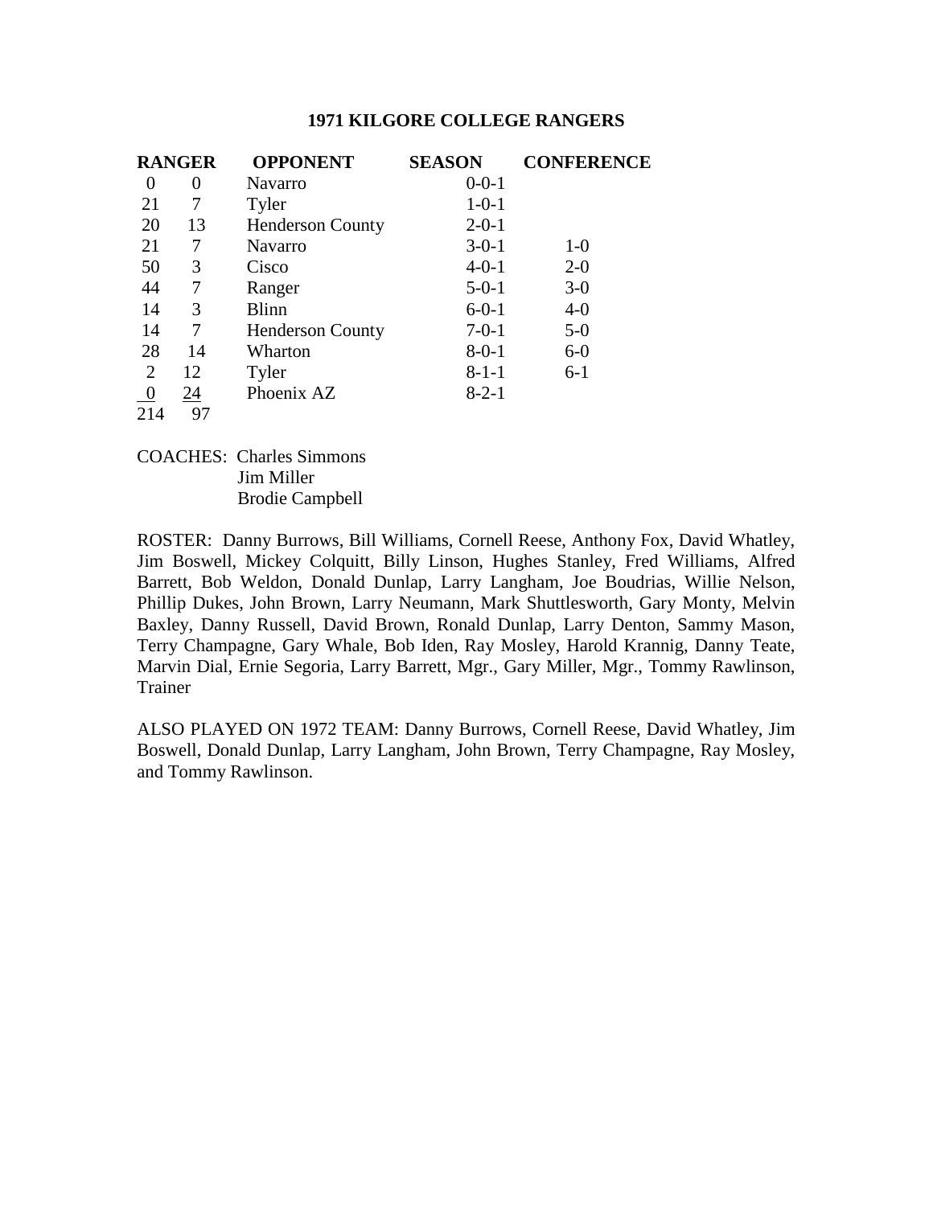## 1971 KILGORE COLLEGE RANGERS

| RANGER | | OPPONENT | SEASON | CONFERENCE |
|---|---|---|---|---|
| 0 | 0 | Navarro | 0-0-1 | |
| 21 | 7 | Tyler | 1-0-1 | |
| 20 | 13 | Henderson County | 2-0-1 | |
| 21 | 7 | Navarro | 3-0-1 | 1-0 |
| 50 | 3 | Cisco | 4-0-1 | 2-0 |
| 44 | 7 | Ranger | 5-0-1 | 3-0 |
| 14 | 3 | Blinn | 6-0-1 | 4-0 |
| 14 | 7 | Henderson County | 7-0-1 | 5-0 |
| 28 | 14 | Wharton | 8-0-1 | 6-0 |
| 2 | 12 | Tyler | 8-1-1 | 6-1 |
| 0 | 24 | Phoenix AZ | 8-2-1 | |
| 214 | 97 | | | |

COACHES: Charles Simmons
Jim Miller
Brodie Campbell

ROSTER: Danny Burrows, Bill Williams, Cornell Reese, Anthony Fox, David Whatley, Jim Boswell, Mickey Colquitt, Billy Linson, Hughes Stanley, Fred Williams, Alfred Barrett, Bob Weldon, Donald Dunlap, Larry Langham, Joe Boudrias, Willie Nelson, Phillip Dukes, John Brown, Larry Neumann, Mark Shuttlesworth, Gary Monty, Melvin Baxley, Danny Russell, David Brown, Ronald Dunlap, Larry Denton, Sammy Mason, Terry Champagne, Gary Whale, Bob Iden, Ray Mosley, Harold Krannig, Danny Teate, Marvin Dial, Ernie Segoria, Larry Barrett, Mgr., Gary Miller, Mgr., Tommy Rawlinson, Trainer

ALSO PLAYED ON 1972 TEAM: Danny Burrows, Cornell Reese, David Whatley, Jim Boswell, Donald Dunlap, Larry Langham, John Brown, Terry Champagne, Ray Mosley, and Tommy Rawlinson.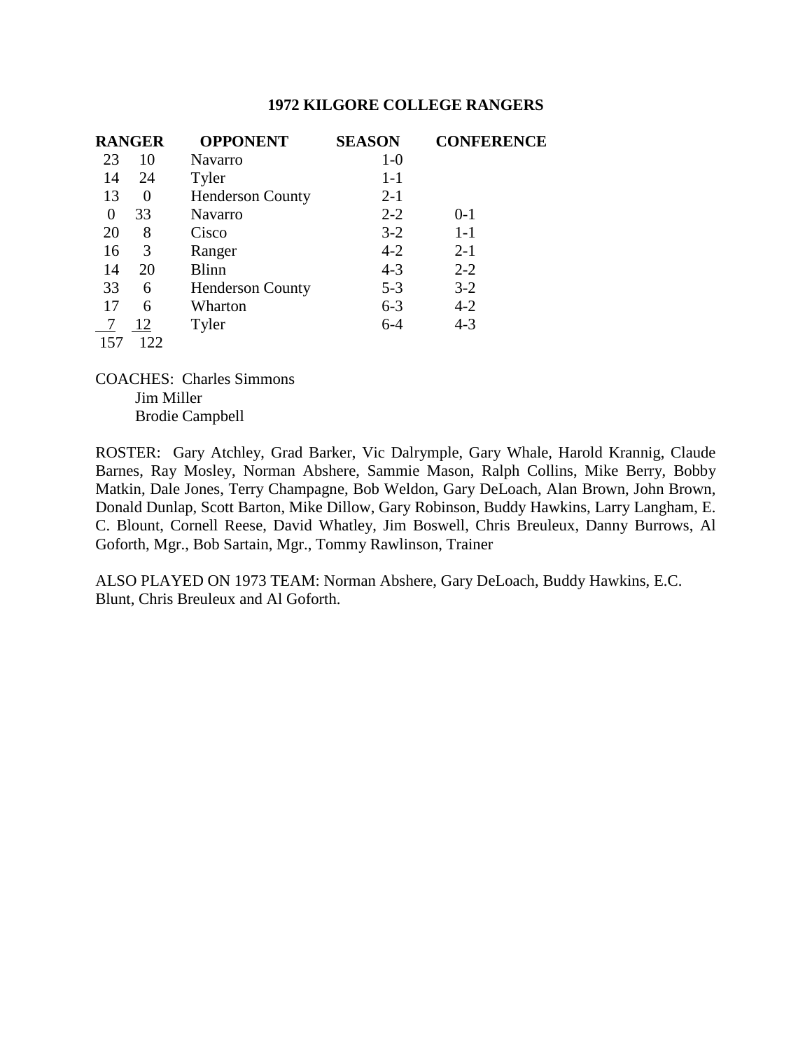### 1972 KILGORE COLLEGE RANGERS

| RANGER | | OPPONENT | SEASON | CONFERENCE |
|---|---|---|---|---|
| 23 | 10 | Navarro | 1-0 | |
| 14 | 24 | Tyler | 1-1 | |
| 13 | 0 | Henderson County | 2-1 | |
| 0 | 33 | Navarro | 2-2 | 0-1 |
| 20 | 8 | Cisco | 3-2 | 1-1 |
| 16 | 3 | Ranger | 4-2 | 2-1 |
| 14 | 20 | Blinn | 4-3 | 2-2 |
| 33 | 6 | Henderson County | 5-3 | 3-2 |
| 17 | 6 | Wharton | 6-3 | 4-2 |
| 7 | 12 | Tyler | 6-4 | 4-3 |
| 157 | 122 | | | |

COACHES: Charles Simmons
Jim Miller
Brodie Campbell

ROSTER: Gary Atchley, Grad Barker, Vic Dalrymple, Gary Whale, Harold Krannig, Claude Barnes, Ray Mosley, Norman Abshere, Sammie Mason, Ralph Collins, Mike Berry, Bobby Matkin, Dale Jones, Terry Champagne, Bob Weldon, Gary DeLoach, Alan Brown, John Brown, Donald Dunlap, Scott Barton, Mike Dillow, Gary Robinson, Buddy Hawkins, Larry Langham, E. C. Blount, Cornell Reese, David Whatley, Jim Boswell, Chris Breuleux, Danny Burrows, Al Goforth, Mgr., Bob Sartain, Mgr., Tommy Rawlinson, Trainer

ALSO PLAYED ON 1973 TEAM: Norman Abshere, Gary DeLoach, Buddy Hawkins, E.C. Blunt, Chris Breuleux and Al Goforth.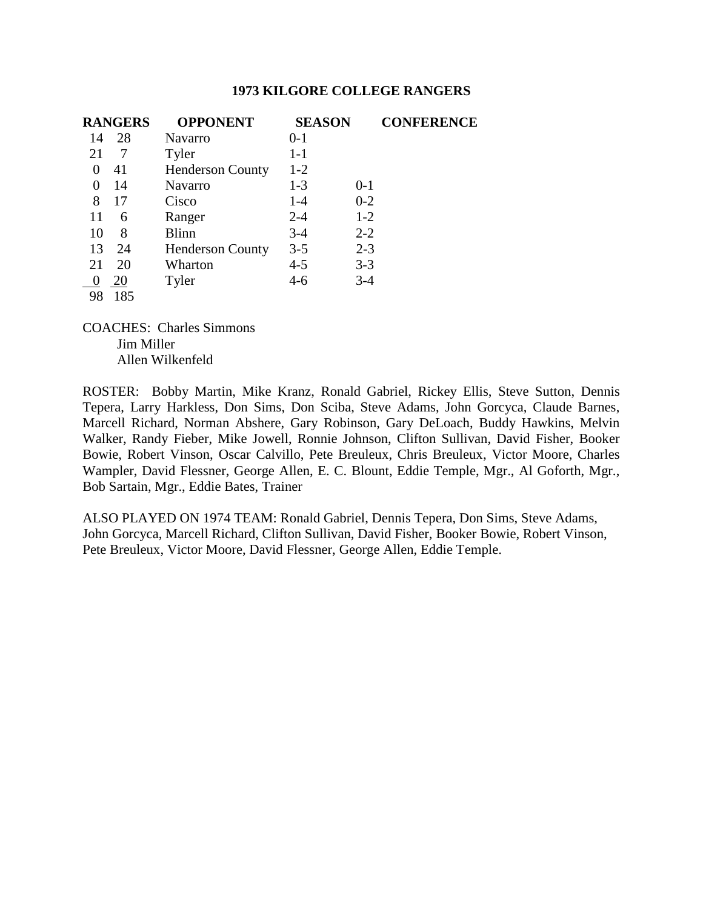# 1973 KILGORE COLLEGE RANGERS

| RANGERS | | OPPONENT | SEASON | CONFERENCE |
|---|---|---|---|---|
| 14 | 28 | Navarro | 0-1 | |
| 21 | 7 | Tyler | 1-1 | |
| 0 | 41 | Henderson County | 1-2 | |
| 0 | 14 | Navarro | 1-3 | 0-1 |
| 8 | 17 | Cisco | 1-4 | 0-2 |
| 11 | 6 | Ranger | 2-4 | 1-2 |
| 10 | 8 | Blinn | 3-4 | 2-2 |
| 13 | 24 | Henderson County | 3-5 | 2-3 |
| 21 | 20 | Wharton | 4-5 | 3-3 |
| 0 | 20 | Tyler | 4-6 | 3-4 |
| 98 | 185 | | | |

COACHES: Charles Simmons
Jim Miller
Allen Wilkenfeld

ROSTER: Bobby Martin, Mike Kranz, Ronald Gabriel, Rickey Ellis, Steve Sutton, Dennis Tepera, Larry Harkless, Don Sims, Don Sciba, Steve Adams, John Gorcyca, Claude Barnes, Marcell Richard, Norman Abshere, Gary Robinson, Gary DeLoach, Buddy Hawkins, Melvin Walker, Randy Fieber, Mike Jowell, Ronnie Johnson, Clifton Sullivan, David Fisher, Booker Bowie, Robert Vinson, Oscar Calvillo, Pete Breuleux, Chris Breuleux, Victor Moore, Charles Wampler, David Flessner, George Allen, E. C. Blount, Eddie Temple, Mgr., Al Goforth, Mgr., Bob Sartain, Mgr., Eddie Bates, Trainer

ALSO PLAYED ON 1974 TEAM: Ronald Gabriel, Dennis Tepera, Don Sims, Steve Adams, John Gorcyca, Marcell Richard, Clifton Sullivan, David Fisher, Booker Bowie, Robert Vinson, Pete Breuleux, Victor Moore, David Flessner, George Allen, Eddie Temple.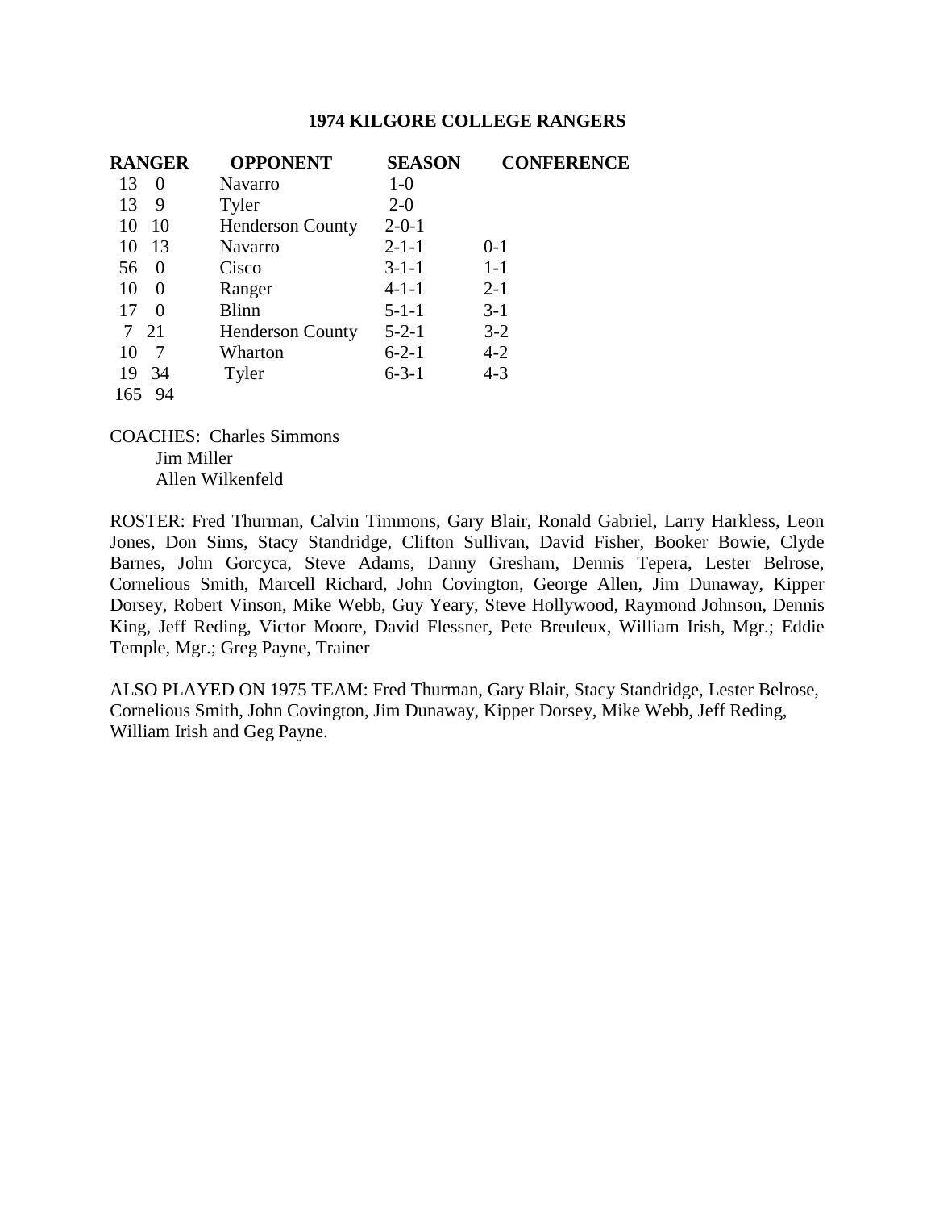## 1974 KILGORE COLLEGE RANGERS

| RANGER | | OPPONENT | SEASON | CONFERENCE |
|---|---|---|---|---|
| 13 | 0 | Navarro | 1-0 | |
| 13 | 9 | Tyler | 2-0 | |
| 10 | 10 | Henderson County | 2-0-1 | |
| 10 | 13 | Navarro | 2-1-1 | 0-1 |
| 56 | 0 | Cisco | 3-1-1 | 1-1 |
| 10 | 0 | Ranger | 4-1-1 | 2-1 |
| 17 | 0 | Blinn | 5-1-1 | 3-1 |
| 7 | 21 | Henderson County | 5-2-1 | 3-2 |
| 10 | 7 | Wharton | 6-2-1 | 4-2 |
| 19 | 34 | Tyler | 6-3-1 | 4-3 |
| 165 | 94 | | | |

COACHES: Charles Simmons
Jim Miller
Allen Wilkenfeld

ROSTER: Fred Thurman, Calvin Timmons, Gary Blair, Ronald Gabriel, Larry Harkless, Leon Jones, Don Sims, Stacy Standridge, Clifton Sullivan, David Fisher, Booker Bowie, Clyde Barnes, John Gorcyca, Steve Adams, Danny Gresham, Dennis Tepera, Lester Belrose, Cornelious Smith, Marcell Richard, John Covington, George Allen, Jim Dunaway, Kipper Dorsey, Robert Vinson, Mike Webb, Guy Yeary, Steve Hollywood, Raymond Johnson, Dennis King, Jeff Reding, Victor Moore, David Flessner, Pete Breuleux, William Irish, Mgr.; Eddie Temple, Mgr.; Greg Payne, Trainer

ALSO PLAYED ON 1975 TEAM: Fred Thurman, Gary Blair, Stacy Standridge, Lester Belrose, Cornelious Smith, John Covington, Jim Dunaway, Kipper Dorsey, Mike Webb, Jeff Reding, William Irish and Geg Payne.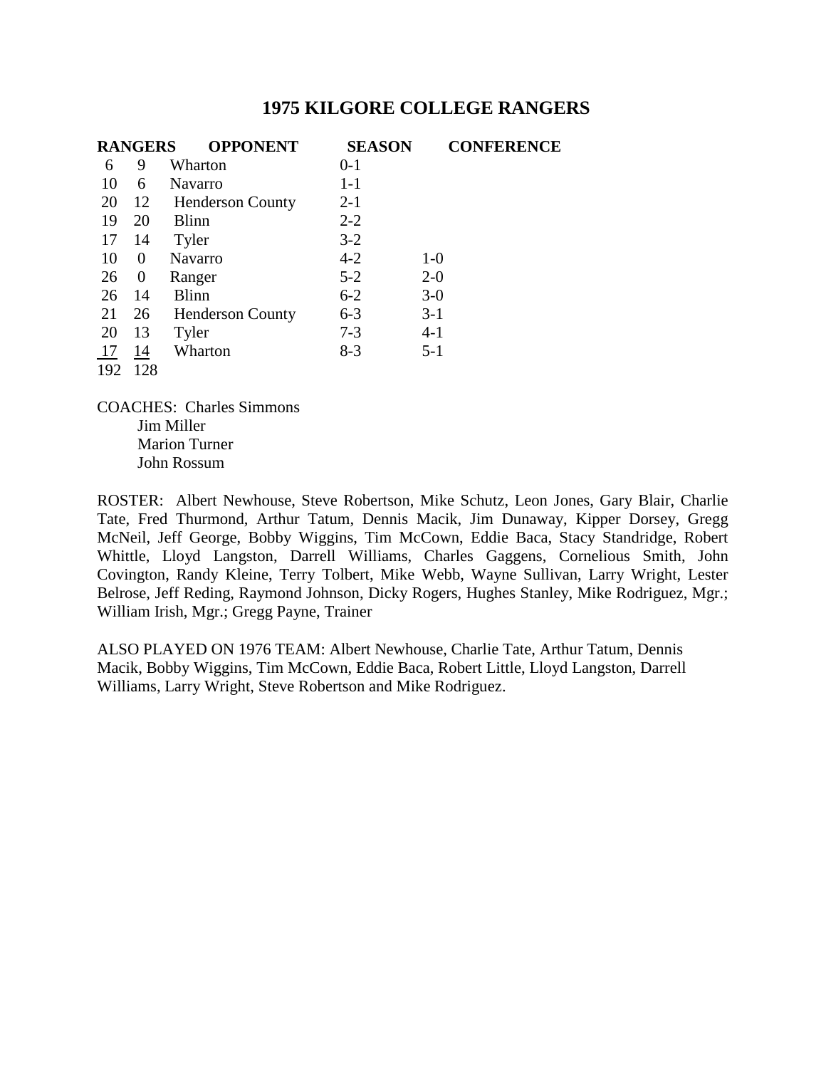# 1975 KILGORE COLLEGE RANGERS

| RANGERS | OPPONENT | | SEASON | CONFERENCE |
|---|---|---|---|---|
| 6 | 9 | Wharton | 0-1 | |
| 10 | 6 | Navarro | 1-1 | |
| 20 | 12 | Henderson County | 2-1 | |
| 19 | 20 | Blinn | 2-2 | |
| 17 | 14 | Tyler | 3-2 | |
| 10 | 0 | Navarro | 4-2 | 1-0 |
| 26 | 0 | Ranger | 5-2 | 2-0 |
| 26 | 14 | Blinn | 6-2 | 3-0 |
| 21 | 26 | Henderson County | 6-3 | 3-1 |
| 20 | 13 | Tyler | 7-3 | 4-1 |
| 17 | 14 | Wharton | 8-3 | 5-1 |
| 192 | 128 | | | |

COACHES: Charles Simmons
Jim Miller
Marion Turner
John Rossum

ROSTER: Albert Newhouse, Steve Robertson, Mike Schutz, Leon Jones, Gary Blair, Charlie Tate, Fred Thurmond, Arthur Tatum, Dennis Macik, Jim Dunaway, Kipper Dorsey, Gregg McNeil, Jeff George, Bobby Wiggins, Tim McCown, Eddie Baca, Stacy Standridge, Robert Whittle, Lloyd Langston, Darrell Williams, Charles Gaggens, Cornelious Smith, John Covington, Randy Kleine, Terry Tolbert, Mike Webb, Wayne Sullivan, Larry Wright, Lester Belrose, Jeff Reding, Raymond Johnson, Dicky Rogers, Hughes Stanley, Mike Rodriguez, Mgr.; William Irish, Mgr.; Gregg Payne, Trainer

ALSO PLAYED ON 1976 TEAM: Albert Newhouse, Charlie Tate, Arthur Tatum, Dennis Macik, Bobby Wiggins, Tim McCown, Eddie Baca, Robert Little, Lloyd Langston, Darrell Williams, Larry Wright, Steve Robertson and Mike Rodriguez.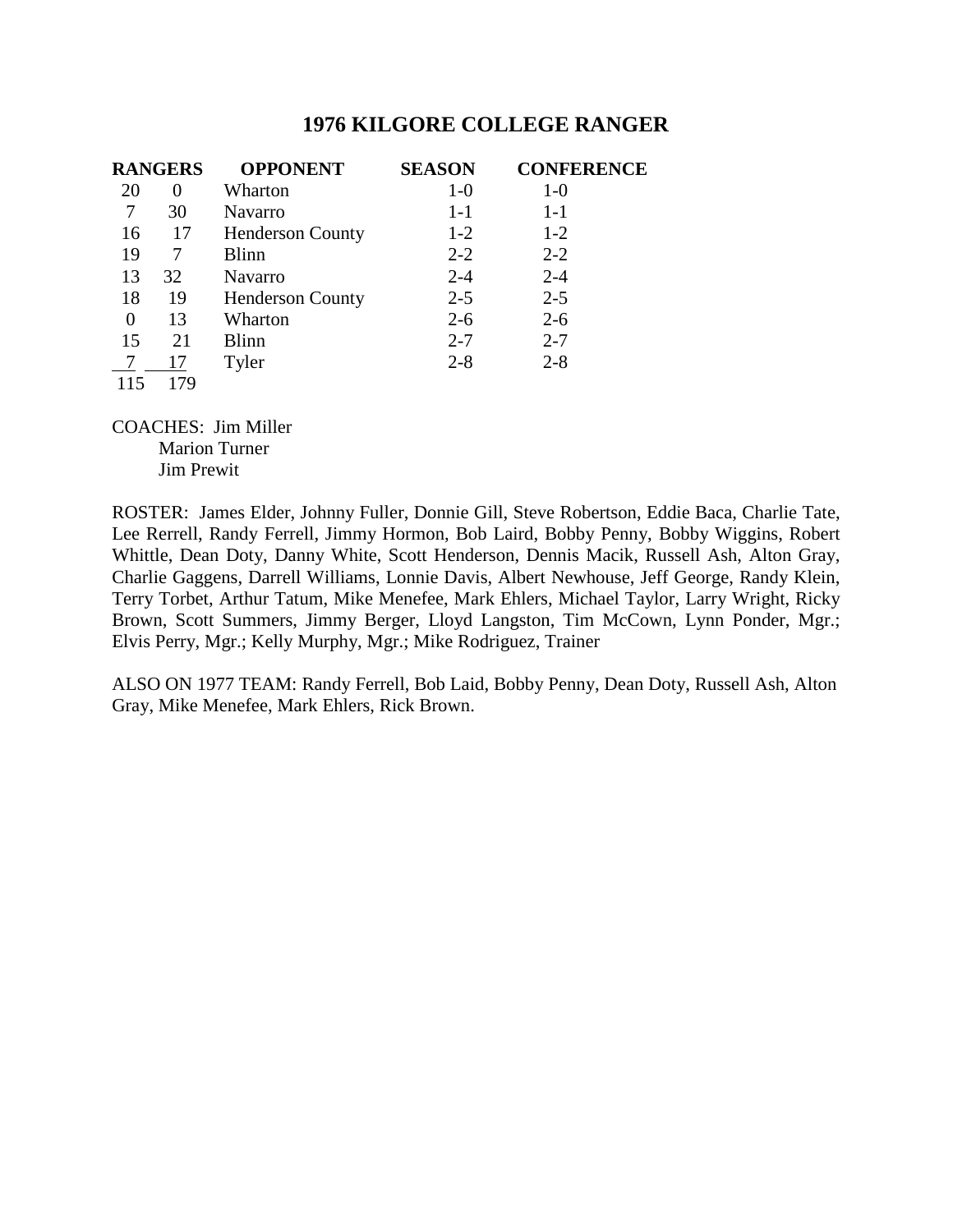# 1976 KILGORE COLLEGE RANGER

| RANGERS | | OPPONENT | SEASON | CONFERENCE |
|---|---|---|---|---|
| 20 | 0 | Wharton | 1-0 | 1-0 |
| 7 | 30 | Navarro | 1-1 | 1-1 |
| 16 | 17 | Henderson County | 1-2 | 1-2 |
| 19 | 7 | Blinn | 2-2 | 2-2 |
| 13 | 32 | Navarro | 2-4 | 2-4 |
| 18 | 19 | Henderson County | 2-5 | 2-5 |
| 0 | 13 | Wharton | 2-6 | 2-6 |
| 15 | 21 | Blinn | 2-7 | 2-7 |
| 7 | 17 | Tyler | 2-8 | 2-8 |
| 115 | 179 | | | |

COACHES: Jim Miller
Marion Turner
Jim Prewit

ROSTER: James Elder, Johnny Fuller, Donnie Gill, Steve Robertson, Eddie Baca, Charlie Tate, Lee Rerrell, Randy Ferrell, Jimmy Hormon, Bob Laird, Bobby Penny, Bobby Wiggins, Robert Whittle, Dean Doty, Danny White, Scott Henderson, Dennis Macik, Russell Ash, Alton Gray, Charlie Gaggens, Darrell Williams, Lonnie Davis, Albert Newhouse, Jeff George, Randy Klein, Terry Torbet, Arthur Tatum, Mike Menefee, Mark Ehlers, Michael Taylor, Larry Wright, Ricky Brown, Scott Summers, Jimmy Berger, Lloyd Langston, Tim McCown, Lynn Ponder, Mgr.; Elvis Perry, Mgr.; Kelly Murphy, Mgr.; Mike Rodriguez, Trainer

ALSO ON 1977 TEAM: Randy Ferrell, Bob Laid, Bobby Penny, Dean Doty, Russell Ash, Alton Gray, Mike Menefee, Mark Ehlers, Rick Brown.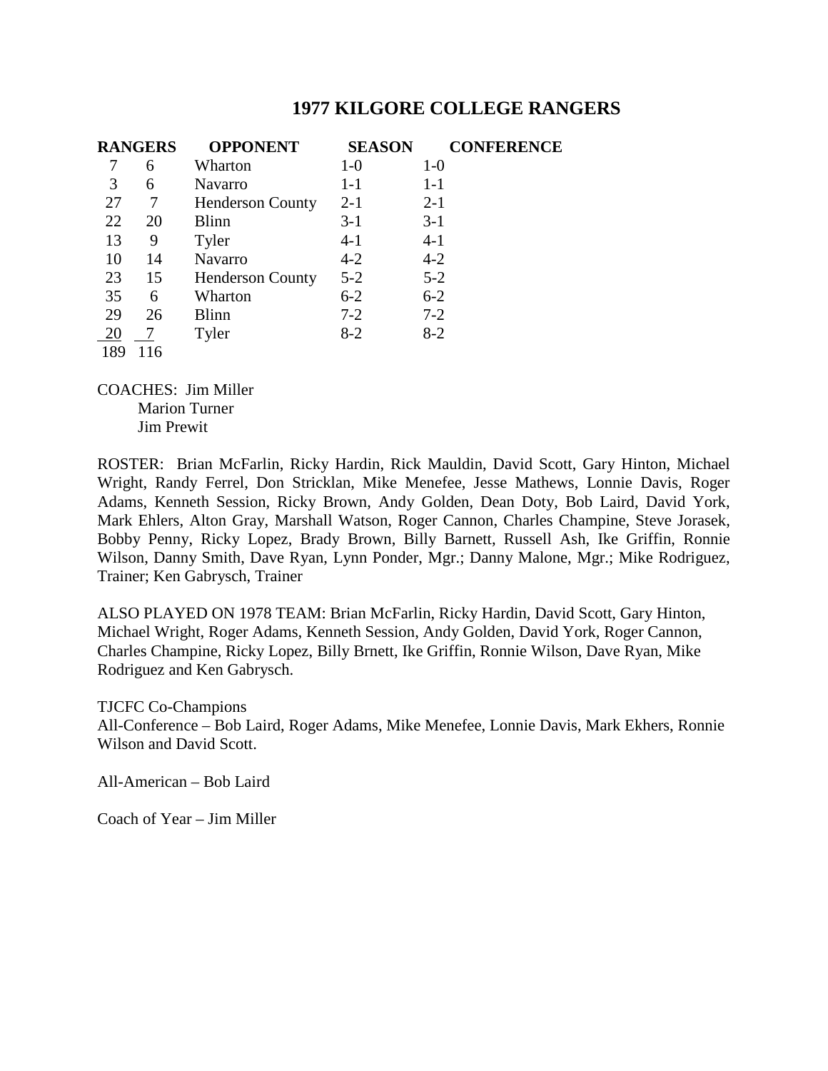# 1977 KILGORE COLLEGE RANGERS

| RANGERS | | OPPONENT | SEASON | CONFERENCE |
|---|---|---|---|---|
| 7 | 6 | Wharton | 1-0 | 1-0 |
| 3 | 6 | Navarro | 1-1 | 1-1 |
| 27 | 7 | Henderson County | 2-1 | 2-1 |
| 22 | 20 | Blinn | 3-1 | 3-1 |
| 13 | 9 | Tyler | 4-1 | 4-1 |
| 10 | 14 | Navarro | 4-2 | 4-2 |
| 23 | 15 | Henderson County | 5-2 | 5-2 |
| 35 | 6 | Wharton | 6-2 | 6-2 |
| 29 | 26 | Blinn | 7-2 | 7-2 |
| 20 | 7 | Tyler | 8-2 | 8-2 |
| 189 | 116 | | | |

COACHES: Jim Miller
Marion Turner
Jim Prewit

ROSTER: Brian McFarlin, Ricky Hardin, Rick Mauldin, David Scott, Gary Hinton, Michael Wright, Randy Ferrel, Don Stricklan, Mike Menefee, Jesse Mathews, Lonnie Davis, Roger Adams, Kenneth Session, Ricky Brown, Andy Golden, Dean Doty, Bob Laird, David York, Mark Ehlers, Alton Gray, Marshall Watson, Roger Cannon, Charles Champine, Steve Jorasek, Bobby Penny, Ricky Lopez, Brady Brown, Billy Barnett, Russell Ash, Ike Griffin, Ronnie Wilson, Danny Smith, Dave Ryan, Lynn Ponder, Mgr.; Danny Malone, Mgr.; Mike Rodriguez, Trainer; Ken Gabrysch, Trainer

ALSO PLAYED ON 1978 TEAM: Brian McFarlin, Ricky Hardin, David Scott, Gary Hinton, Michael Wright, Roger Adams, Kenneth Session, Andy Golden, David York, Roger Cannon, Charles Champine, Ricky Lopez, Billy Brnett, Ike Griffin, Ronnie Wilson, Dave Ryan, Mike Rodriguez and Ken Gabrysch.

TJCFC Co-Champions
All-Conference – Bob Laird, Roger Adams, Mike Menefee, Lonnie Davis, Mark Ekhers, Ronnie Wilson and David Scott.

All-American – Bob Laird

Coach of Year – Jim Miller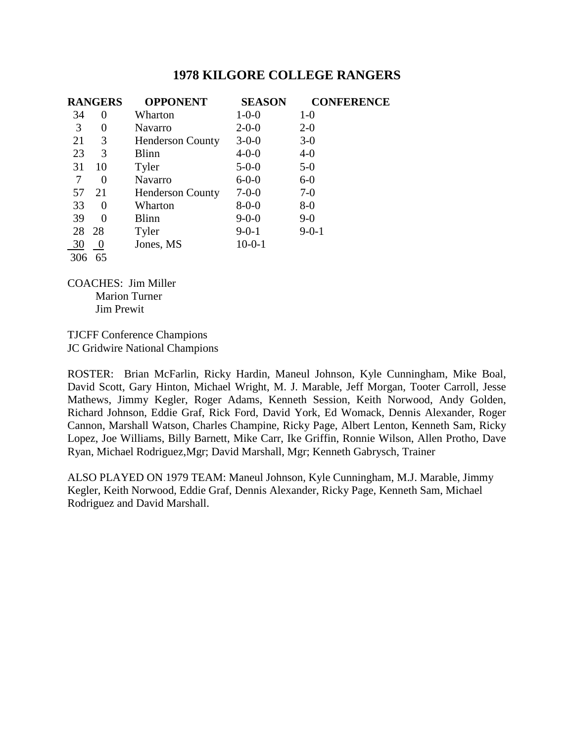# 1978 KILGORE COLLEGE RANGERS

| RANGERS | | OPPONENT | SEASON | CONFERENCE |
|---|---|---|---|---|
| 34 | 0 | Wharton | 1-0-0 | 1-0 |
| 3 | 0 | Navarro | 2-0-0 | 2-0 |
| 21 | 3 | Henderson County | 3-0-0 | 3-0 |
| 23 | 3 | Blinn | 4-0-0 | 4-0 |
| 31 | 10 | Tyler | 5-0-0 | 5-0 |
| 7 | 0 | Navarro | 6-0-0 | 6-0 |
| 57 | 21 | Henderson County | 7-0-0 | 7-0 |
| 33 | 0 | Wharton | 8-0-0 | 8-0 |
| 39 | 0 | Blinn | 9-0-0 | 9-0 |
| 28 | 28 | Tyler | 9-0-1 | 9-0-1 |
| 30 | 0 | Jones, MS | 10-0-1 | |
| 306 | 65 | | | |

COACHES: Jim Miller
Marion Turner
Jim Prewit

TJCFF Conference Champions
JC Gridwire National Champions

ROSTER: Brian McFarlin, Ricky Hardin, Maneul Johnson, Kyle Cunningham, Mike Boal, David Scott, Gary Hinton, Michael Wright, M. J. Marable, Jeff Morgan, Tooter Carroll, Jesse Mathews, Jimmy Kegler, Roger Adams, Kenneth Session, Keith Norwood, Andy Golden, Richard Johnson, Eddie Graf, Rick Ford, David York, Ed Womack, Dennis Alexander, Roger Cannon, Marshall Watson, Charles Champine, Ricky Page, Albert Lenton, Kenneth Sam, Ricky Lopez, Joe Williams, Billy Barnett, Mike Carr, Ike Griffin, Ronnie Wilson, Allen Protho, Dave Ryan, Michael Rodriguez,Mgr; David Marshall, Mgr; Kenneth Gabrysch, Trainer

ALSO PLAYED ON 1979 TEAM: Maneul Johnson, Kyle Cunningham, M.J. Marable, Jimmy Kegler, Keith Norwood, Eddie Graf, Dennis Alexander, Ricky Page, Kenneth Sam, Michael Rodriguez and David Marshall.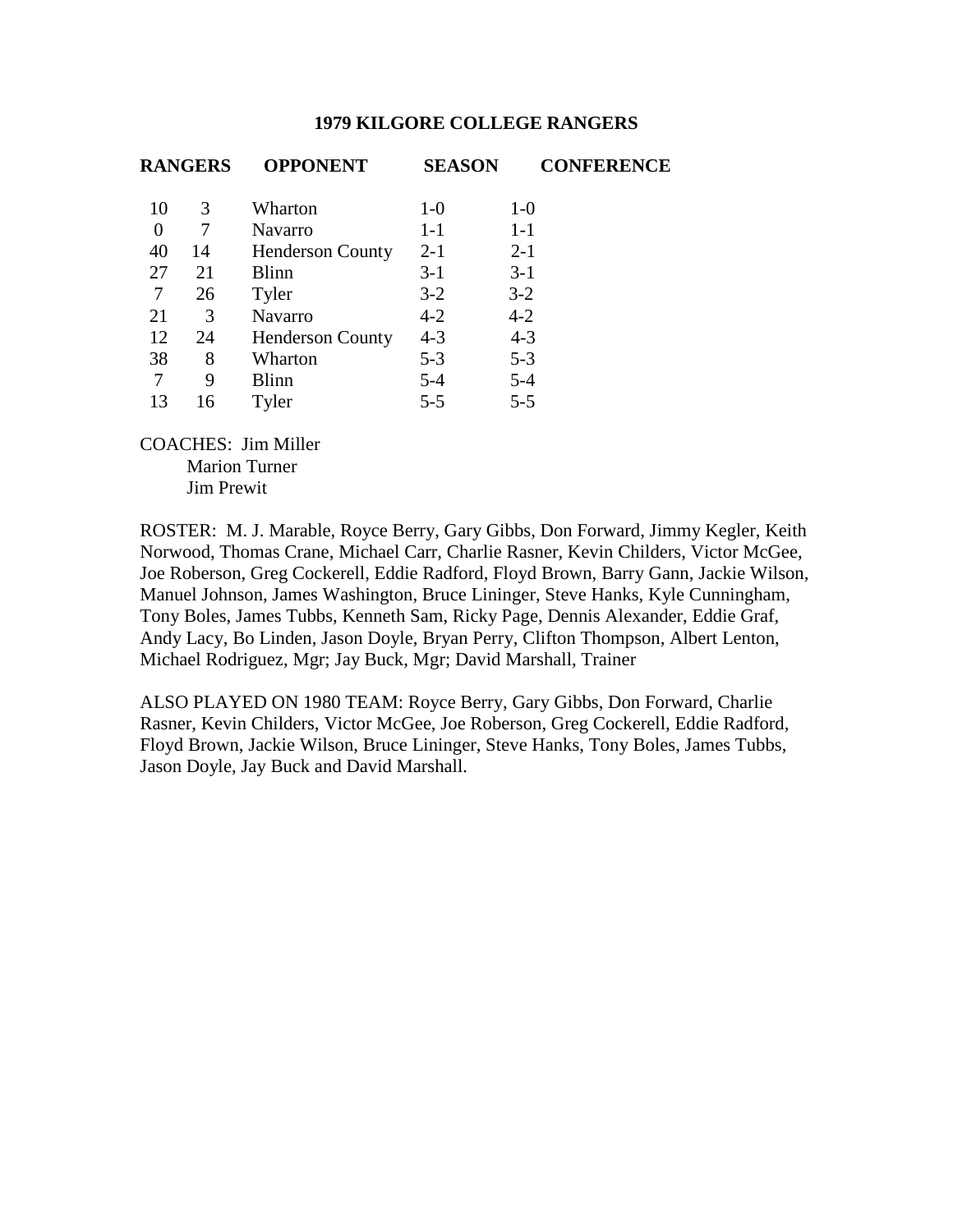**1979 KILGORE COLLEGE RANGERS**

| RANGERS | | OPPONENT | SEASON | CONFERENCE |
|---|---|---|---|---|
| 10 | 3 | Wharton | 1-0 | 1-0 |
| 0 | 7 | Navarro | 1-1 | 1-1 |
| 40 | 14 | Henderson County | 2-1 | 2-1 |
| 27 | 21 | Blinn | 3-1 | 3-1 |
| 7 | 26 | Tyler | 3-2 | 3-2 |
| 21 | 3 | Navarro | 4-2 | 4-2 |
| 12 | 24 | Henderson County | 4-3 | 4-3 |
| 38 | 8 | Wharton | 5-3 | 5-3 |
| 7 | 9 | Blinn | 5-4 | 5-4 |
| 13 | 16 | Tyler | 5-5 | 5-5 |

COACHES: Jim Miller
Marion Turner
Jim Prewit

ROSTER: M. J. Marable, Royce Berry, Gary Gibbs, Don Forward, Jimmy Kegler, Keith Norwood, Thomas Crane, Michael Carr, Charlie Rasner, Kevin Childers, Victor McGee, Joe Roberson, Greg Cockerell, Eddie Radford, Floyd Brown, Barry Gann, Jackie Wilson, Manuel Johnson, James Washington, Bruce Lininger, Steve Hanks, Kyle Cunningham, Tony Boles, James Tubbs, Kenneth Sam, Ricky Page, Dennis Alexander, Eddie Graf, Andy Lacy, Bo Linden, Jason Doyle, Bryan Perry, Clifton Thompson, Albert Lenton, Michael Rodriguez, Mgr; Jay Buck, Mgr; David Marshall, Trainer

ALSO PLAYED ON 1980 TEAM: Royce Berry, Gary Gibbs, Don Forward, Charlie Rasner, Kevin Childers, Victor McGee, Joe Roberson, Greg Cockerell, Eddie Radford, Floyd Brown, Jackie Wilson, Bruce Lininger, Steve Hanks, Tony Boles, James Tubbs, Jason Doyle, Jay Buck and David Marshall.